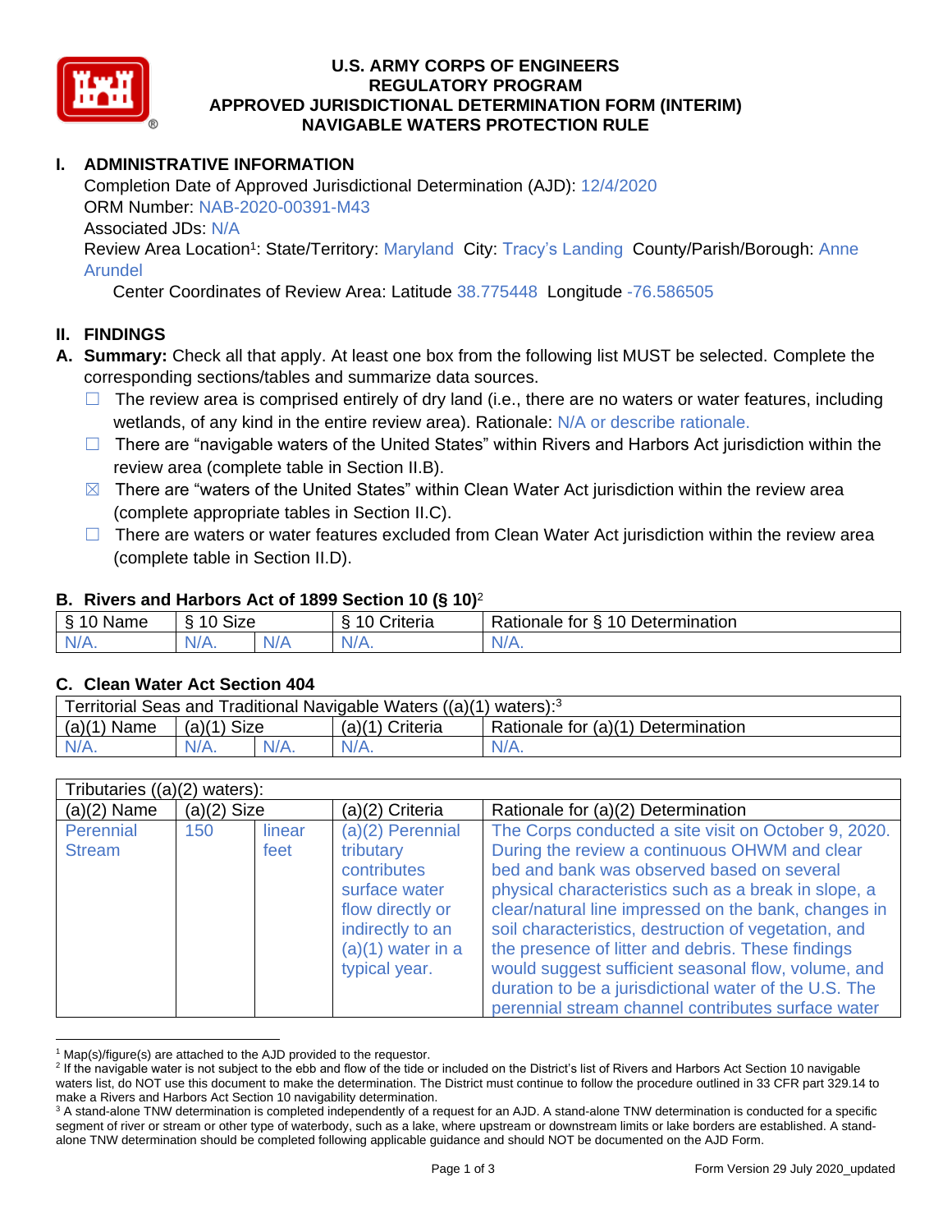# U.S. ARMY CORPS OF ENGINEERS
# REGULATORY PROGRAM
# APPROVED JURISDICTIONAL DETERMINATION FORM (INTERIM)
# NAVIGABLE WATERS PROTECTION RULE

## I. ADMINISTRATIVE INFORMATION

Completion Date of Approved Jurisdictional Determination (AJD): 12/4/2020
ORM Number: NAB-2020-00391-M43
Associated JDs: N/A
Review Area Location[1]: State/Territory: Maryland City: Tracy's Landing County/Parish/Borough: Anne Arundel
Center Coordinates of Review Area: Latitude 38.775448 Longitude -76.586505

## II. FINDINGS

**A. Summary:** Check all that apply. At least one box from the following list MUST be selected. Complete the corresponding sections/tables and summarize data sources.

- ☐ The review area is comprised entirely of dry land (i.e., there are no waters or water features, including wetlands, of any kind in the entire review area). Rationale: N/A or describe rationale.
- ☐ There are "navigable waters of the United States" within Rivers and Harbors Act jurisdiction within the review area (complete table in Section II.B).
- ☒ There are "waters of the United States" within Clean Water Act jurisdiction within the review area (complete appropriate tables in Section II.C).
- ☐ There are waters or water features excluded from Clean Water Act jurisdiction within the review area (complete table in Section II.D).

### B. Rivers and Harbors Act of 1899 Section 10 (§ 10)[2]

| § 10 Name | § 10 Size | | § 10 Criteria | Rationale for § 10 Determination |
|---|---|---|---|---|
| N/A. | N/A. | N/A | N/A. | N/A. |

### C. Clean Water Act Section 404

| Territorial Seas and Traditional Navigable Waters ((a)(1) waters):[3] | | | | |
|---|---|---|---|---|
| (a)(1) Name | (a)(1) Size | | (a)(1) Criteria | Rationale for (a)(1) Determination |
| N/A. | N/A. | N/A. | N/A. | N/A. |

| Tributaries ((a)(2) waters): | | | | |
|---|---|---|---|---|
| (a)(2) Name | (a)(2) Size | | (a)(2) Criteria | Rationale for (a)(2) Determination |
| Perennial Stream | 150 | linear feet | (a)(2) Perennial tributary contributes surface water flow directly or indirectly to an (a)(1) water in a typical year. | The Corps conducted a site visit on October 9, 2020. During the review a continuous OHWM and clear bed and bank was observed based on several physical characteristics such as a break in slope, a clear/natural line impressed on the bank, changes in soil characteristics, destruction of vegetation, and the presence of litter and debris. These findings would suggest sufficient seasonal flow, volume, and duration to be a jurisdictional water of the U.S. The perennial stream channel contributes surface water |

[1] Map(s)/figure(s) are attached to the AJD provided to the requestor.
[2] If the navigable water is not subject to the ebb and flow of the tide or included on the District's list of Rivers and Harbors Act Section 10 navigable waters list, do NOT use this document to make the determination. The District must continue to follow the procedure outlined in 33 CFR part 329.14 to make a Rivers and Harbors Act Section 10 navigability determination.
[3] A stand-alone TNW determination is completed independently of a request for an AJD. A stand-alone TNW determination is conducted for a specific segment of river or stream or other type of waterbody, such as a lake, where upstream or downstream limits or lake borders are established. A stand-alone TNW determination should be completed following applicable guidance and should NOT be documented on the AJD Form.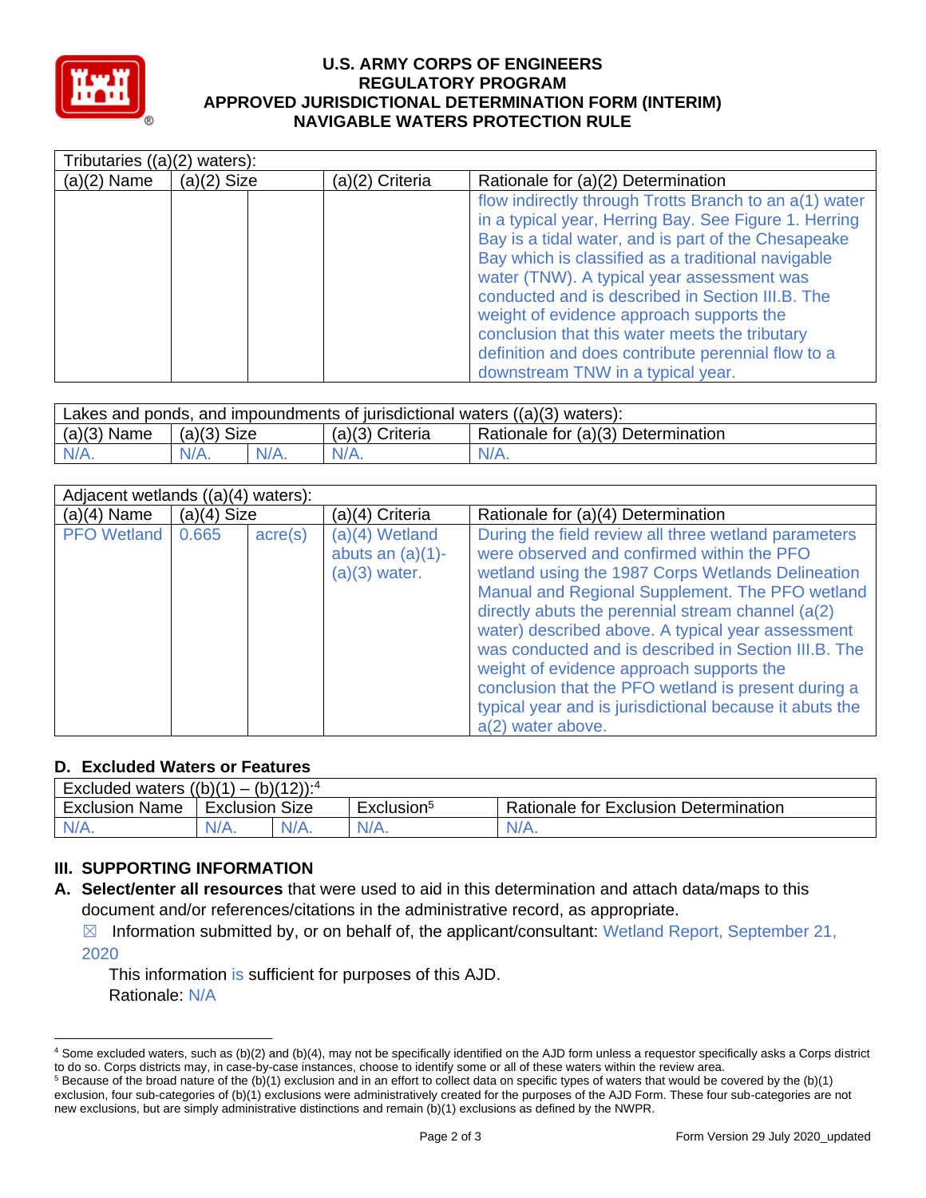# U.S. ARMY CORPS OF ENGINEERS
## REGULATORY PROGRAM
## APPROVED JURISDICTIONAL DETERMINATION FORM (INTERIM)
## NAVIGABLE WATERS PROTECTION RULE

| Tributaries ((a)(2) waters): | | | | |
|---|---|---|---|---|
| (a)(2) Name | (a)(2) Size | | (a)(2) Criteria | Rationale for (a)(2) Determination |
| | | | | flow indirectly through Trotts Branch to an a(1) water in a typical year, Herring Bay. See Figure 1. Herring Bay is a tidal water, and is part of the Chesapeake Bay which is classified as a traditional navigable water (TNW). A typical year assessment was conducted and is described in Section III.B. The weight of evidence approach supports the conclusion that this water meets the tributary definition and does contribute perennial flow to a downstream TNW in a typical year. |

| Lakes and ponds, and impoundments of jurisdictional waters ((a)(3) waters): | | | | |
|---|---|---|---|---|
| (a)(3) Name | (a)(3) Size | | (a)(3) Criteria | Rationale for (a)(3) Determination |
| N/A. | N/A. | N/A. | N/A. | N/A. |

| Adjacent wetlands ((a)(4) waters): | | | | |
|---|---|---|---|---|
| (a)(4) Name | (a)(4) Size | | (a)(4) Criteria | Rationale for (a)(4) Determination |
| PFO Wetland | 0.665 | acre(s) | (a)(4) Wetland abuts an (a)(1)-(a)(3) water. | During the field review all three wetland parameters were observed and confirmed within the PFO wetland using the 1987 Corps Wetlands Delineation Manual and Regional Supplement. The PFO wetland directly abuts the perennial stream channel (a(2) water) described above. A typical year assessment was conducted and is described in Section III.B. The weight of evidence approach supports the conclusion that the PFO wetland is present during a typical year and is jurisdictional because it abuts the a(2) water above. |

### D. Excluded Waters or Features

| Excluded waters ((b)(1) – (b)(12)):[4] | | | | |
|---|---|---|---|---|
| Exclusion Name | Exclusion Size | | Exclusion[5] | Rationale for Exclusion Determination |
| N/A. | N/A. | N/A. | N/A. | N/A. |

## III. SUPPORTING INFORMATION

**A. Select/enter all resources** that were used to aid in this determination and attach data/maps to this document and/or references/citations in the administrative record, as appropriate.

☒ Information submitted by, or on behalf of, the applicant/consultant: Wetland Report, September 21, 2020

This information is sufficient for purposes of this AJD.
Rationale: N/A

---

[4] Some excluded waters, such as (b)(2) and (b)(4), may not be specifically identified on the AJD form unless a requestor specifically asks a Corps district to do so. Corps districts may, in case-by-case instances, choose to identify some or all of these waters within the review area.

[5] Because of the broad nature of the (b)(1) exclusion and in an effort to collect data on specific types of waters that would be covered by the (b)(1) exclusion, four sub-categories of (b)(1) exclusions were administratively created for the purposes of the AJD Form. These four sub-categories are not new exclusions, but are simply administrative distinctions and remain (b)(1) exclusions as defined by the NWPR.

Form Version 29 July 2020_updated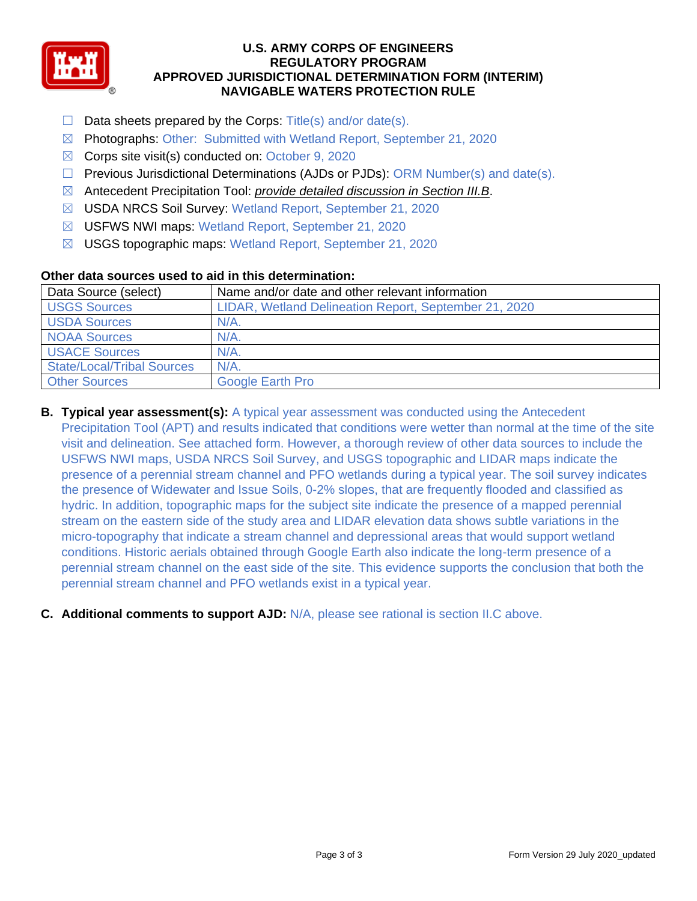**U.S. ARMY CORPS OF ENGINEERS**
**REGULATORY PROGRAM**
**APPROVED JURISDICTIONAL DETERMINATION FORM (INTERIM)**
**NAVIGABLE WATERS PROTECTION RULE**

- ☐ Data sheets prepared by the Corps: Title(s) and/or date(s).
- ☒ Photographs: Other: Submitted with Wetland Report, September 21, 2020
- ☒ Corps site visit(s) conducted on: October 9, 2020
- ☐ Previous Jurisdictional Determinations (AJDs or PJDs): ORM Number(s) and date(s).
- ☒ Antecedent Precipitation Tool: *provide detailed discussion in Section III.B*.
- ☒ USDA NRCS Soil Survey: Wetland Report, September 21, 2020
- ☒ USFWS NWI maps: Wetland Report, September 21, 2020
- ☒ USGS topographic maps: Wetland Report, September 21, 2020

**Other data sources used to aid in this determination:**

| Data Source (select) | Name and/or date and other relevant information |
|---|---|
| USGS Sources | LIDAR, Wetland Delineation Report, September 21, 2020 |
| USDA Sources | N/A. |
| NOAA Sources | N/A. |
| USACE Sources | N/A. |
| State/Local/Tribal Sources | N/A. |
| Other Sources | Google Earth Pro |

**B. Typical year assessment(s):** A typical year assessment was conducted using the Antecedent Precipitation Tool (APT) and results indicated that conditions were wetter than normal at the time of the site visit and delineation. See attached form. However, a thorough review of other data sources to include the USFWS NWI maps, USDA NRCS Soil Survey, and USGS topographic and LIDAR maps indicate the presence of a perennial stream channel and PFO wetlands during a typical year. The soil survey indicates the presence of Widewater and Issue Soils, 0-2% slopes, that are frequently flooded and classified as hydric. In addition, topographic maps for the subject site indicate the presence of a mapped perennial stream on the eastern side of the study area and LIDAR elevation data shows subtle variations in the micro-topography that indicate a stream channel and depressional areas that would support wetland conditions. Historic aerials obtained through Google Earth also indicate the long-term presence of a perennial stream channel on the east side of the site. This evidence supports the conclusion that both the perennial stream channel and PFO wetlands exist in a typical year.

**C. Additional comments to support AJD:** N/A, please see rational is section II.C above.